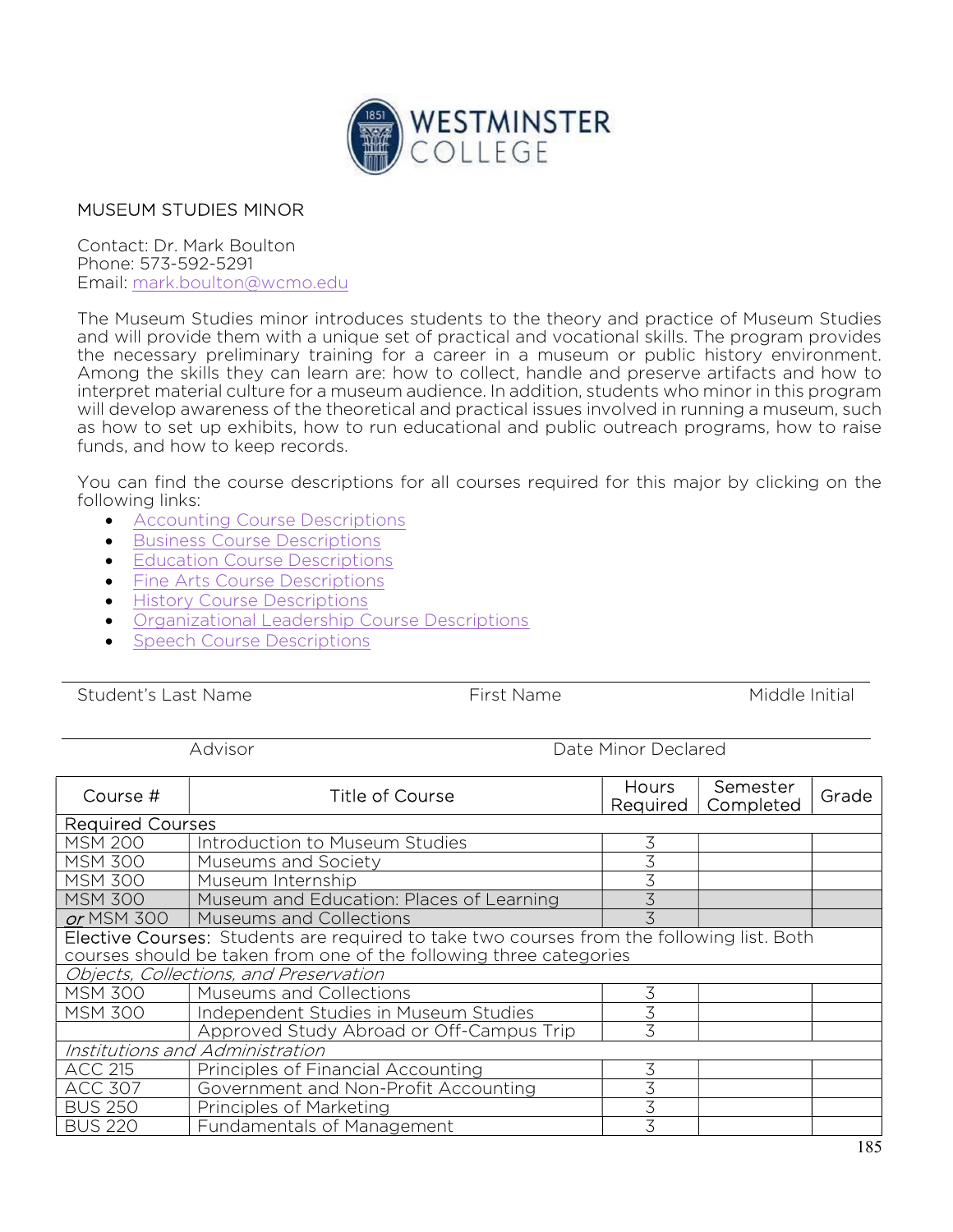MUSEUM STUDIES MINOR

Contact: Dr. Mark Boulton
Phone: 573-592-5291
Email: mark.boulton@wcmo.edu

The Museum Studies minor introduces students to the theory and practice of Museum Studies and will provide them with a unique set of practical and vocational skills. The program provides the necessary preliminary training for a career in a museum or public history environment. Among the skills they can learn are: how to collect, handle and preserve artifacts and how to interpret material culture for a museum audience. In addition, students who minor in this program will develop awareness of the theoretical and practical issues involved in running a museum, such as how to set up exhibits, how to run educational and public outreach programs, how to raise funds, and how to keep records.

You can find the course descriptions for all courses required for this major by clicking on the following links:

- Accounting Course Descriptions
- Business Course Descriptions
- Education Course Descriptions
- Fine Arts Course Descriptions
- History Course Descriptions
- Organizational Leadership Course Descriptions
- Speech Course Descriptions

Student's Last Name ______ First Name ______ Middle Initial ______

Advisor ______ Date Minor Declared ______

| Course # | Title of Course | Hours Required | Semester Completed | Grade |
|---|---|---|---|---|
| Required Courses | | | | |
| MSM 200 | Introduction to Museum Studies | 3 | | |
| MSM 300 | Museums and Society | 3 | | |
| MSM 300 | Museum Internship | 3 | | |
| MSM 300 | Museum and Education: Places of Learning | 3 | | |
| *or* MSM 300 | Museums and Collections | 3 | | |
| Elective Courses: Students are required to take two courses from the following list. Both courses should be taken from one of the following three categories | | | | |
| *Objects, Collections, and Preservation* | | | | |
| MSM 300 | Museums and Collections | 3 | | |
| MSM 300 | Independent Studies in Museum Studies | 3 | | |
| | Approved Study Abroad or Off-Campus Trip | 3 | | |
| *Institutions and Administration* | | | | |
| ACC 215 | Principles of Financial Accounting | 3 | | |
| ACC 307 | Government and Non-Profit Accounting | 3 | | |
| BUS 250 | Principles of Marketing | 3 | | |
| BUS 220 | Fundamentals of Management | 3 | | |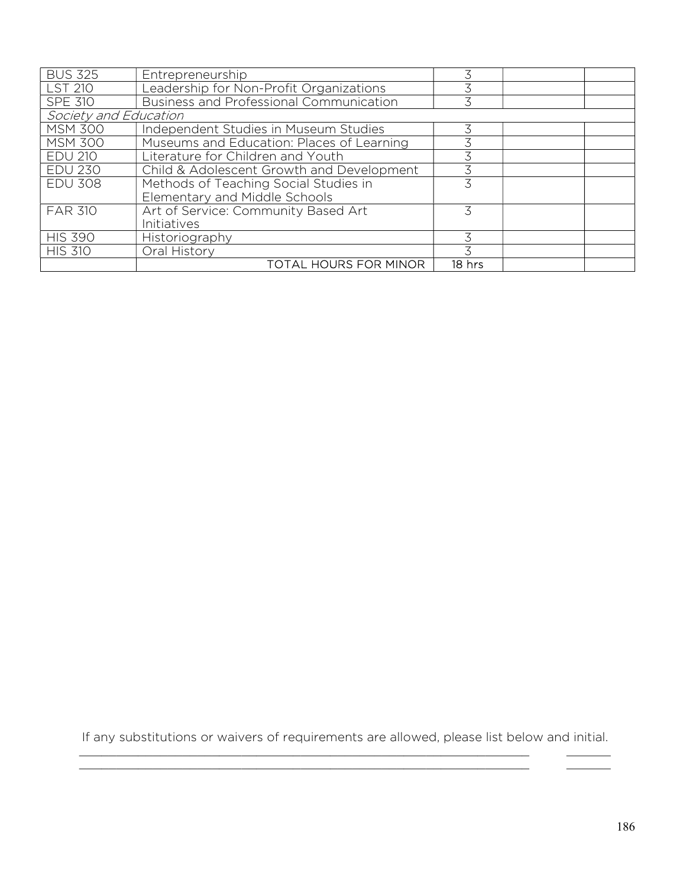| | | | | |
|---|---|---|---|---|
| BUS 325 | Entrepreneurship | 3 | | |
| LST 210 | Leadership for Non-Profit Organizations | 3 | | |
| SPE 310 | Business and Professional Communication | 3 | | |
| *Society and Education* | | | | |
| MSM 300 | Independent Studies in Museum Studies | 3 | | |
| MSM 300 | Museums and Education: Places of Learning | 3 | | |
| EDU 210 | Literature for Children and Youth | 3 | | |
| EDU 230 | Child & Adolescent Growth and Development | 3 | | |
| EDU 308 | Methods of Teaching Social Studies in Elementary and Middle Schools | 3 | | |
| FAR 310 | Art of Service: Community Based Art Initiatives | 3 | | |
| HIS 390 | Historiography | 3 | | |
| HIS 310 | Oral History | 3 | | |
| | TOTAL HOURS FOR MINOR | 18 hrs | | |

If any substitutions or waivers of requirements are allowed, please list below and initial.

_______________________________________________________________________ _______

_______________________________________________________________________ _______